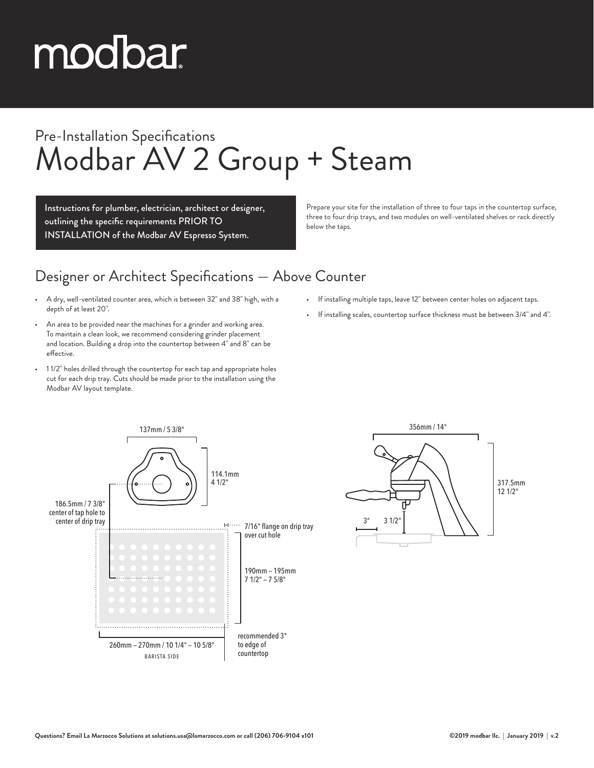# modbar

Pre-Installation Specifications

# Modbar AV 2 Group + Steam

**Instructions for plumber, electrician, architect or designer, outlining the specific requirements PRIOR TO INSTALLATION of the Modbar AV Espresso System.**

Prepare your site for the installation of three to four taps in the countertop surface, three to four drip trays, and two modules on well-ventilated shelves or rack directly below the taps.

## Designer or Architect Specifications — Above Counter

- A dry, well-ventilated counter area, which is between 32" and 38" high, with a depth of at least 20".
- An area to be provided near the machines for a grinder and working area. To maintain a clean look, we recommend considering grinder placement and location. Building a drop into the countertop between 4" and 8" can be effective.
- 1 1/2" holes drilled through the countertop for each tap and appropriate holes cut for each drip tray. Cuts should be made prior to the installation using the Modbar AV layout template.
- If installing multiple taps, leave 12" between center holes on adjacent taps.
- If installing scales, countertop surface thickness must be between 3/4" and 4".

137mm / 5 3/8"

114.1mm
4 1/2"

186.5mm / 7 3/8"
center of tap hole to
center of drip tray

7/16" flange on drip tray
over cut hole

190mm – 195mm
7 1/2" – 7 5/8"

260mm – 270mm / 10 1/4" – 10 5/8"
BARISTA SIDE

recommended 3"
to edge of
countertop

356mm / 14"

317.5mm
12 1/2"

3"

3 1/2"

Questions? Email La Marzocco Solutions at solutions.usa@lamarzocco.com or call (206) 706-9104 x101

©2019 modbar llc. | January 2019 | v.2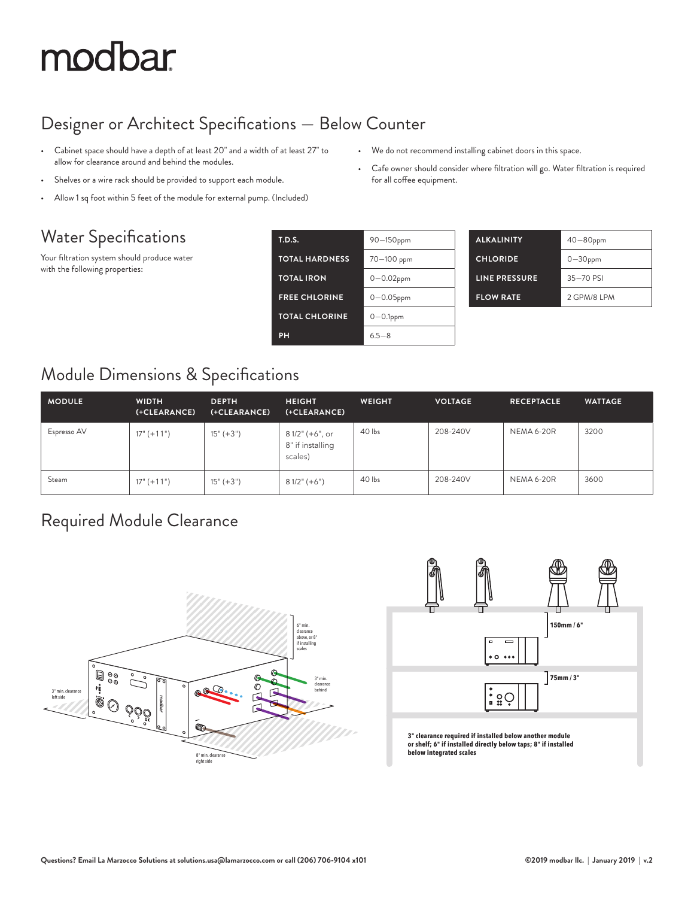# modbar

## Designer or Architect Specifications — Below Counter

- Cabinet space should have a depth of at least 20" and a width of at least 27" to allow for clearance around and behind the modules.
- Shelves or a wire rack should be provided to support each module.
- Allow 1 sq foot within 5 feet of the module for external pump. (Included)
- We do not recommend installing cabinet doors in this space.
- Cafe owner should consider where filtration will go. Water filtration is required for all coffee equipment.

## Water Specifications

Your filtration system should produce water with the following properties:

| | |
|---|---|
| **T.D.S.** | 90—150ppm |
| **TOTAL HARDNESS** | 70—100 ppm |
| **TOTAL IRON** | 0—0.02ppm |
| **FREE CHLORINE** | 0—0.05ppm |
| **TOTAL CHLORINE** | 0—0.1ppm |
| **PH** | 6.5—8 |
| **ALKALINITY** | 40—80ppm |
| **CHLORIDE** | 0—30ppm |
| **LINE PRESSURE** | 35—70 PSI |
| **FLOW RATE** | 2 GPM/8 LPM |

## Module Dimensions & Specifications

| MODULE | WIDTH (+CLEARANCE) | DEPTH (+CLEARANCE) | HEIGHT (+CLEARANCE) | WEIGHT | VOLTAGE | RECEPTACLE | WATTAGE |
|---|---|---|---|---|---|---|---|
| Espresso AV | 17" (+11") | 15" (+3") | 8 1/2" (+6", or 8" if installing scales) | 40 lbs | 208-240V | NEMA 6-20R | 3200 |
| Steam | 17" (+11") | 15" (+3") | 8 1/2" (+6") | 40 lbs | 208-240V | NEMA 6-20R | 3600 |

## Required Module Clearance

6" min. clearance above, or 8" if installing scales

3" min. clearance left side

3" min. clearance behind

8" min. clearance right side

150mm / 6"

75mm / 3"

**3" clearance required if installed below another module or shelf; 6" if installed directly below taps; 8" if installed below integrated scales**

**Questions? Email La Marzocco Solutions at solutions.usa@lamarzocco.com or call (206) 706-9104 x101**

**©2019 modbar llc. | January 2019 | v.2**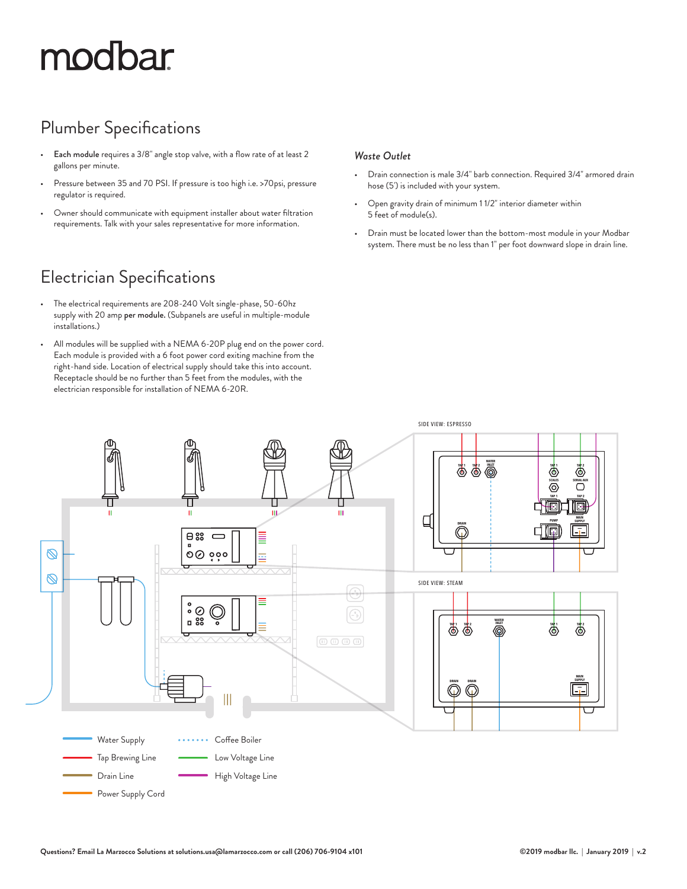# modbar

## Plumber Specifications

- **Each module** requires a 3/8" angle stop valve, with a flow rate of at least 2 gallons per minute.
- Pressure between 35 and 70 PSI. If pressure is too high i.e. >70psi, pressure regulator is required.
- Owner should communicate with equipment installer about water filtration requirements. Talk with your sales representative for more information.

### *Waste Outlet*

- Drain connection is male 3/4" barb connection. Required 3/4" armored drain hose (5') is included with your system.
- Open gravity drain of minimum 1 1/2" interior diameter within 5 feet of module(s).
- Drain must be located lower than the bottom-most module in your Modbar system. There must be no less than 1" per foot downward slope in drain line.

## Electrician Specifications

- The electrical requirements are 208-240 Volt single-phase, 50-60hz supply with 20 amp **per module.** (Subpanels are useful in multiple-module installations.)
- All modules will be supplied with a NEMA 6-20P plug end on the power cord. Each module is provided with a 6 foot power cord exiting machine from the right-hand side. Location of electrical supply should take this into account. Receptacle should be no further than 5 feet from the modules, with the electrician responsible for installation of NEMA 6-20R.

SIDE VIEW: ESPRESSO

TAP 1
TAP 2
WATER INLET
TAP 1
TAP 2
SCALES
SERIAL AUX
TAP 1
TAP 2
DRAIN
PUMP
MAIN SUPPLY

SIDE VIEW: STEAM

TAP 1
TAP 2
WATER INLET
TAP 1
TAP 2
DRAIN
DRAIN
MAIN SUPPLY

Water Supply
Tap Brewing Line
Drain Line
Power Supply Cord
Coffee Boiler
Low Voltage Line
High Voltage Line

**Questions? Email La Marzocco Solutions at solutions.usa@lamarzocco.com or call (206) 706-9104 x101**

**©2019 modbar llc.** | **January 2019** | **v.2**